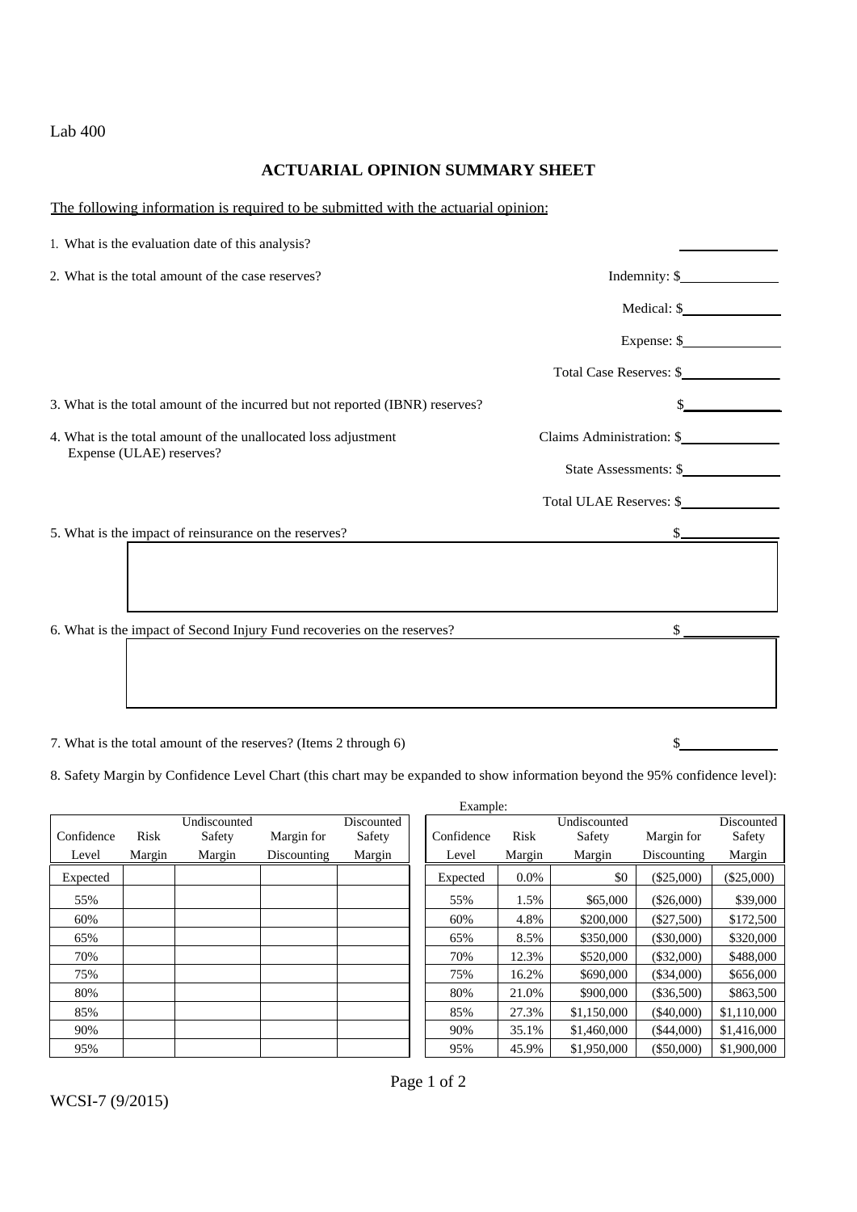Lab 400

# ACTUARIAL OPINION SUMMARY SHEET

The following information is required to be submitted with the actuarial opinion:

1. What is the evaluation date of this analysis? ______________

2. What is the total amount of the case reserves?

   Indemnity: $______________

   Medical: $______________

   Expense: $______________

   Total Case Reserves: $______________

3. What is the total amount of the incurred but not reported (IBNR) reserves? $______________

4. What is the total amount of the unallocated loss adjustment Expense (ULAE) reserves?

   Claims Administration: $______________

   State Assessments: $______________

   Total ULAE Reserves: $______________

5. What is the impact of reinsurance on the reserves? $______________

6. What is the impact of Second Injury Fund recoveries on the reserves? $______________

7. What is the total amount of the reserves? (Items 2 through 6) $______________

8. Safety Margin by Confidence Level Chart (this chart may be expanded to show information beyond the 95% confidence level):

| Confidence Level | Risk Margin | Undiscounted Safety Margin | Margin for Discounting | Discounted Safety Margin |
|---|---|---|---|---|
| Expected | | | | |
| 55% | | | | |
| 60% | | | | |
| 65% | | | | |
| 70% | | | | |
| 75% | | | | |
| 80% | | | | |
| 85% | | | | |
| 90% | | | | |
| 95% | | | | |

Example:

| Confidence Level | Risk Margin | Undiscounted Safety Margin | Margin for Discounting | Discounted Safety Margin |
|---|---|---|---|---|
| Expected | 0.0% | $0 | ($25,000) | ($25,000) |
| 55% | 1.5% | $65,000 | ($26,000) | $39,000 |
| 60% | 4.8% | $200,000 | ($27,500) | $172,500 |
| 65% | 8.5% | $350,000 | ($30,000) | $320,000 |
| 70% | 12.3% | $520,000 | ($32,000) | $488,000 |
| 75% | 16.2% | $690,000 | ($34,000) | $656,000 |
| 80% | 21.0% | $900,000 | ($36,500) | $863,500 |
| 85% | 27.3% | $1,150,000 | ($40,000) | $1,110,000 |
| 90% | 35.1% | $1,460,000 | ($44,000) | $1,416,000 |
| 95% | 45.9% | $1,950,000 | ($50,000) | $1,900,000 |

WCSI-7 (9/2015)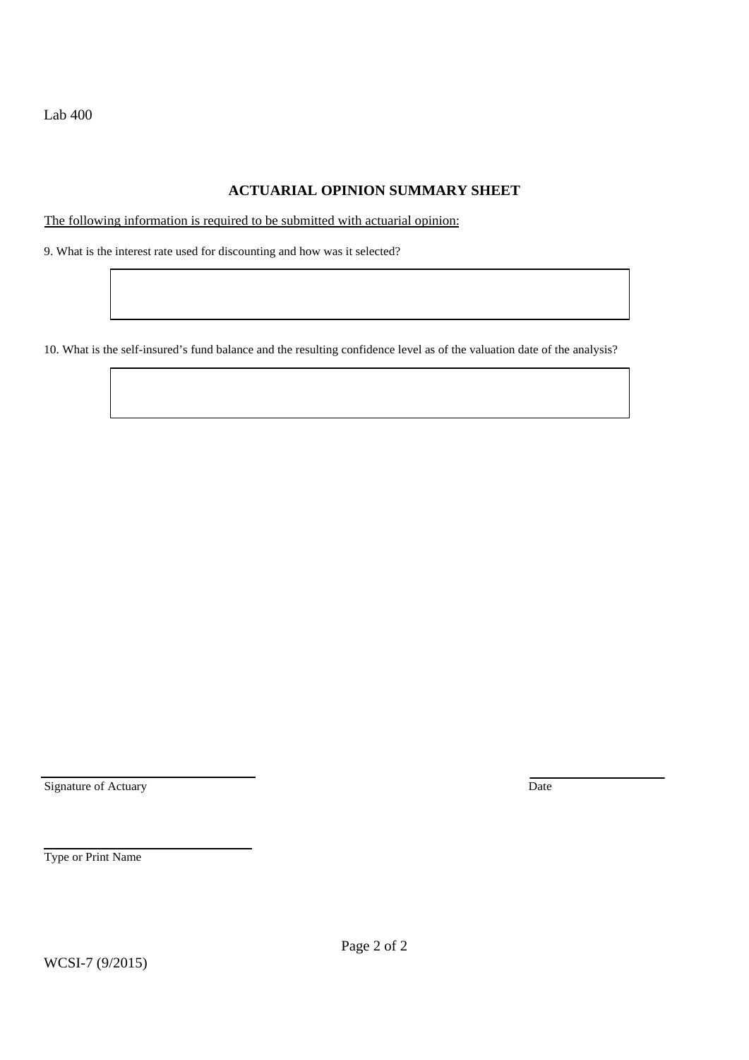Lab 400

## ACTUARIAL OPINION SUMMARY SHEET

The following information is required to be submitted with actuarial opinion:

9. What is the interest rate used for discounting and how was it selected?

10. What is the self-insured's fund balance and the resulting confidence level as of the valuation date of the analysis?

Signature of Actuary

Date

Type or Print Name

WCSI-7 (9/2015)